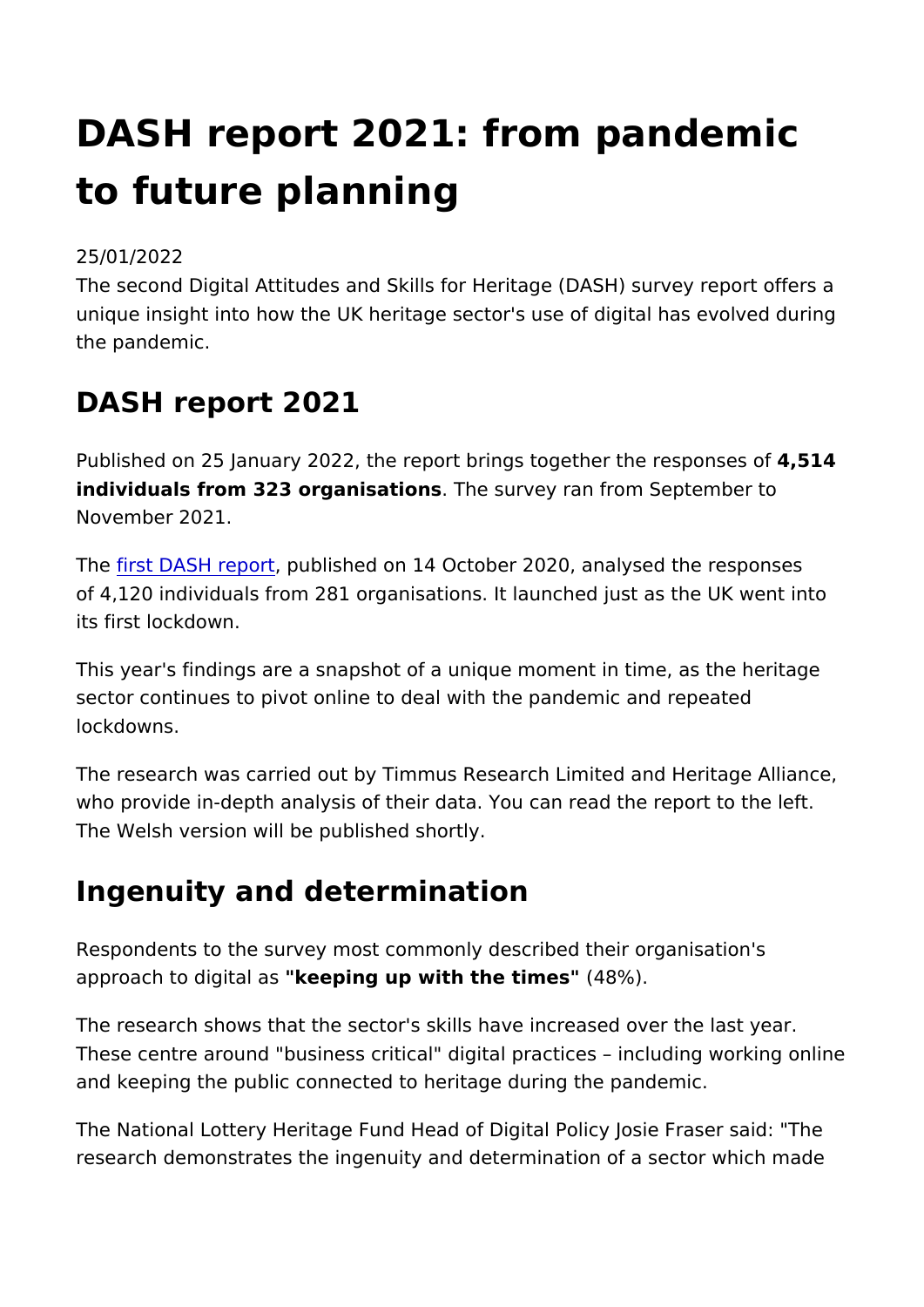# DASH report 2021: from pandemic to future planning

25/01/2022

The second Digital Attitudes and Skills for Heritage (DASH) survey report offers a unique insight into how the UK heritage sector's use of digital has evolved during the pandemic.

## DASH report 2021

Published on 25 January 2022, the report brings together the responses of **4,514 individuals from 323 organisations**. The survey ran from September to November 2021.

The first DASH report, published on 14 October 2020, analysed the responses of 4,120 individuals from 281 organisations. It launched just as the UK went into its first lockdown.

This year's findings are a snapshot of a unique moment in time, as the heritage sector continues to pivot online to deal with the pandemic and repeated lockdowns.

The research was carried out by Timmus Research Limited and Heritage Alliance, who provide in-depth analysis of their data. You can read the report to the left. The Welsh version will be published shortly.

## Ingenuity and determination

Respondents to the survey most commonly described their organisation's approach to digital as **"keeping up with the times"** (48%).

The research shows that the sector's skills have increased over the last year. These centre around "business critical" digital practices – including working online and keeping the public connected to heritage during the pandemic.

The National Lottery Heritage Fund Head of Digital Policy Josie Fraser said: "The research demonstrates the ingenuity and determination of a sector which made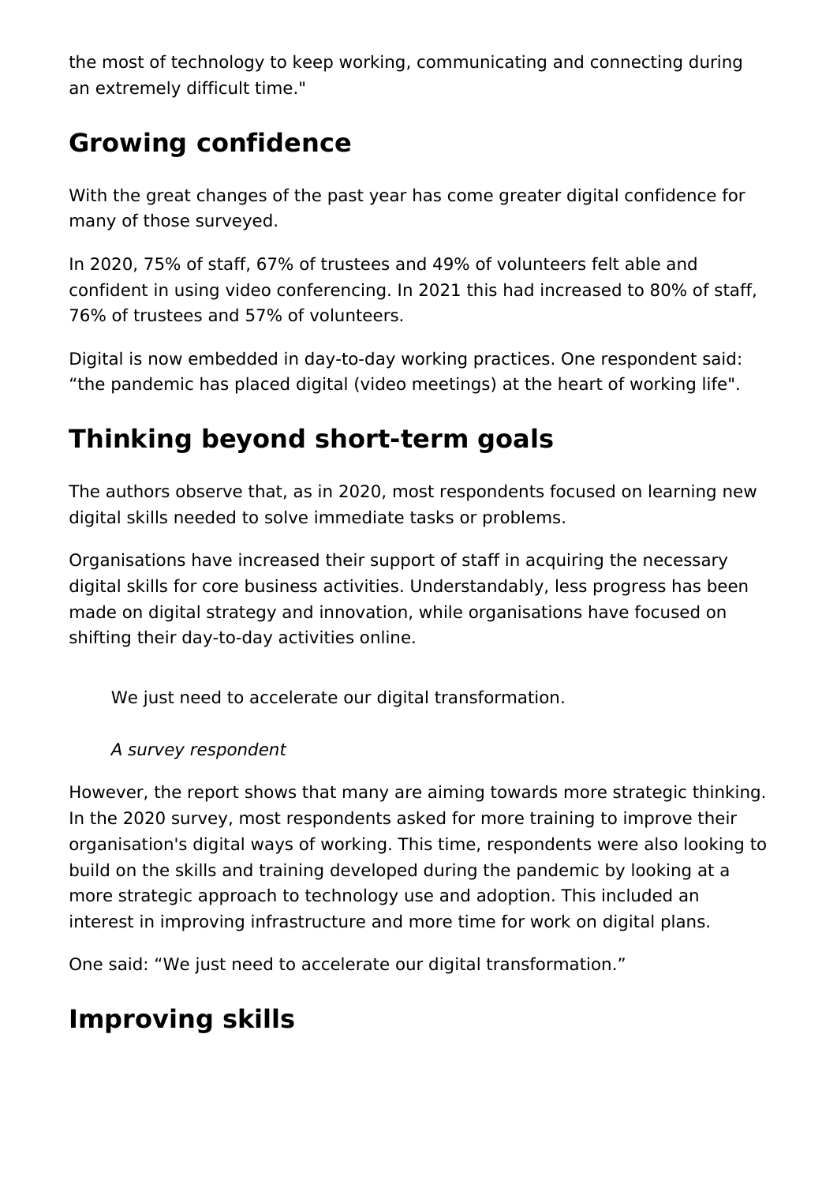the most of technology to keep working, communicating and connecting during an extremely difficult time."

## Growing confidence

With the great changes of the past year has come greater digital confidence for many of those surveyed.

In 2020, 75% of staff, 67% of trustees and 49% of volunteers felt able and confident in using video conferencing. In 2021 this had increased to 80% of staff, 76% of trustees and 57% of volunteers.

Digital is now embedded in day-to-day working practices. One respondent said: “the pandemic has placed digital (video meetings) at the heart of working life".

## Thinking beyond short-term goals

The authors observe that, as in 2020, most respondents focused on learning new digital skills needed to solve immediate tasks or problems.

Organisations have increased their support of staff in acquiring the necessary digital skills for core business activities. Understandably, less progress has been made on digital strategy and innovation, while organisations have focused on shifting their day-to-day activities online.

> We just need to accelerate our digital transformation.
>
> *A survey respondent*

However, the report shows that many are aiming towards more strategic thinking. In the 2020 survey, most respondents asked for more training to improve their organisation's digital ways of working. This time, respondents were also looking to build on the skills and training developed during the pandemic by looking at a more strategic approach to technology use and adoption. This included an interest in improving infrastructure and more time for work on digital plans.

One said: “We just need to accelerate our digital transformation.”

## Improving skills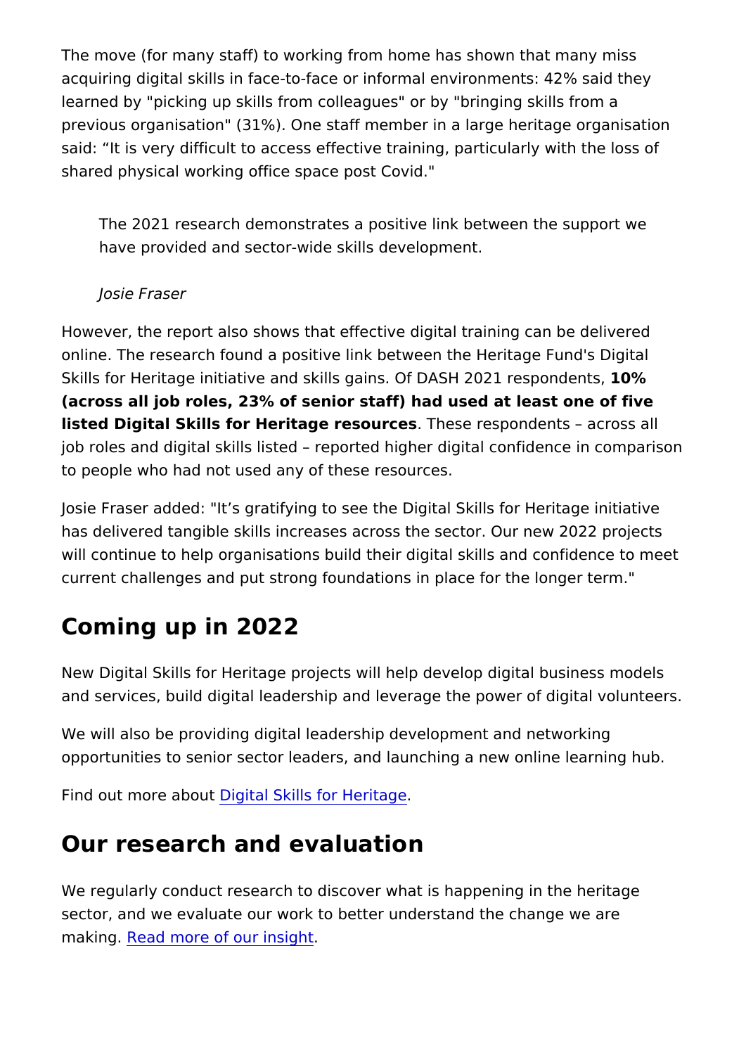The move (for many staff) to working from home has shown that many miss acquiring digital skills in face-to-face or informal environments: 42% said they learned by "picking up skills from colleagues" or by "bringing skills from a previous organisation" (31%). One staff member in a large heritage organisation said: “It is very difficult to access effective training, particularly with the loss of shared physical working office space post Covid."

> The 2021 research demonstrates a positive link between the support we have provided and sector-wide skills development.
>
> *Josie Fraser*

However, the report also shows that effective digital training can be delivered online. The research found a positive link between the Heritage Fund's Digital Skills for Heritage initiative and skills gains. Of DASH 2021 respondents, **10% (across all job roles, 23% of senior staff) had used at least one of five listed Digital Skills for Heritage resources**. These respondents – across all job roles and digital skills listed – reported higher digital confidence in comparison to people who had not used any of these resources.

Josie Fraser added: "It’s gratifying to see the Digital Skills for Heritage initiative has delivered tangible skills increases across the sector. Our new 2022 projects will continue to help organisations build their digital skills and confidence to meet current challenges and put strong foundations in place for the longer term."

## Coming up in 2022

New Digital Skills for Heritage projects will help develop digital business models and services, build digital leadership and leverage the power of digital volunteers.

We will also be providing digital leadership development and networking opportunities to senior sector leaders, and launching a new online learning hub.

Find out more about Digital Skills for Heritage.

## Our research and evaluation

We regularly conduct research to discover what is happening in the heritage sector, and we evaluate our work to better understand the change we are making. Read more of our insight.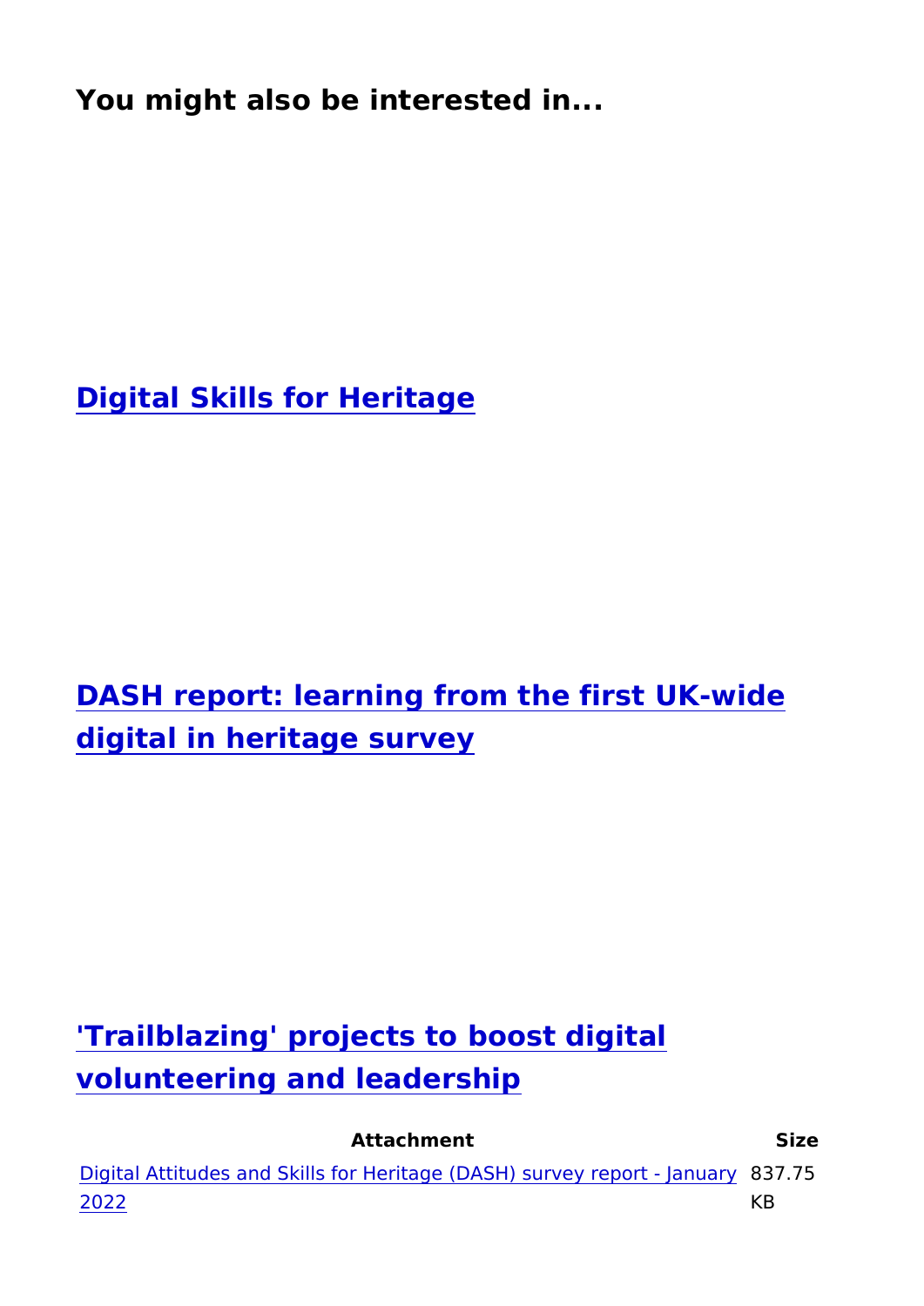## You might also be interested in...

### Digital Skills for Heritage

### DASH report: learning from the first UK-wide digital in heritage survey

### 'Trailblazing' projects to boost digital volunteering and leadership

| Attachment | Size |
| --- | --- |
| Digital Attitudes and Skills for Heritage (DASH) survey report - January 2022 | 837.75 KB |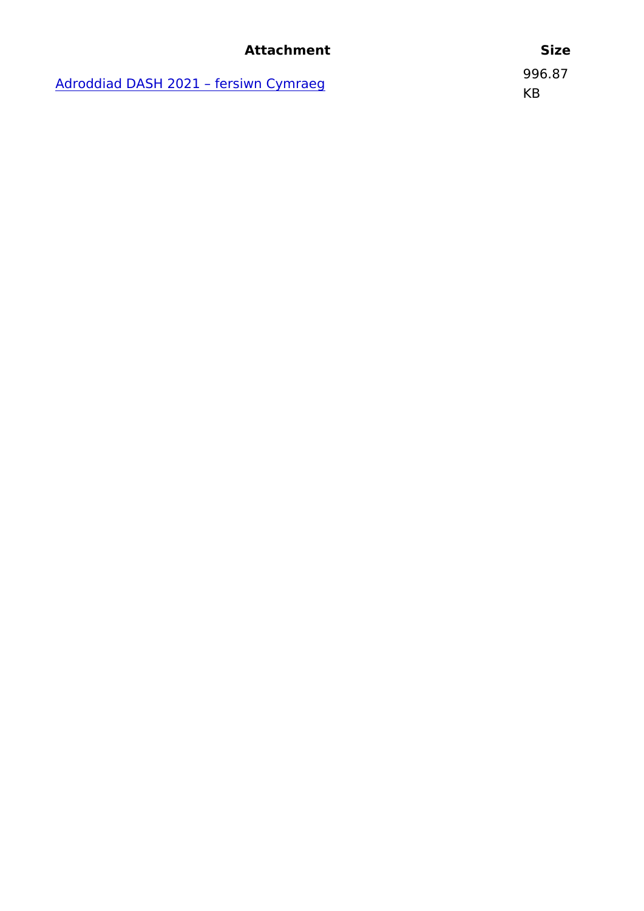| Attachment | Size |
|---|---|
| Adroddiad DASH 2021 – fersiwn Cymraeg | 996.87 KB |